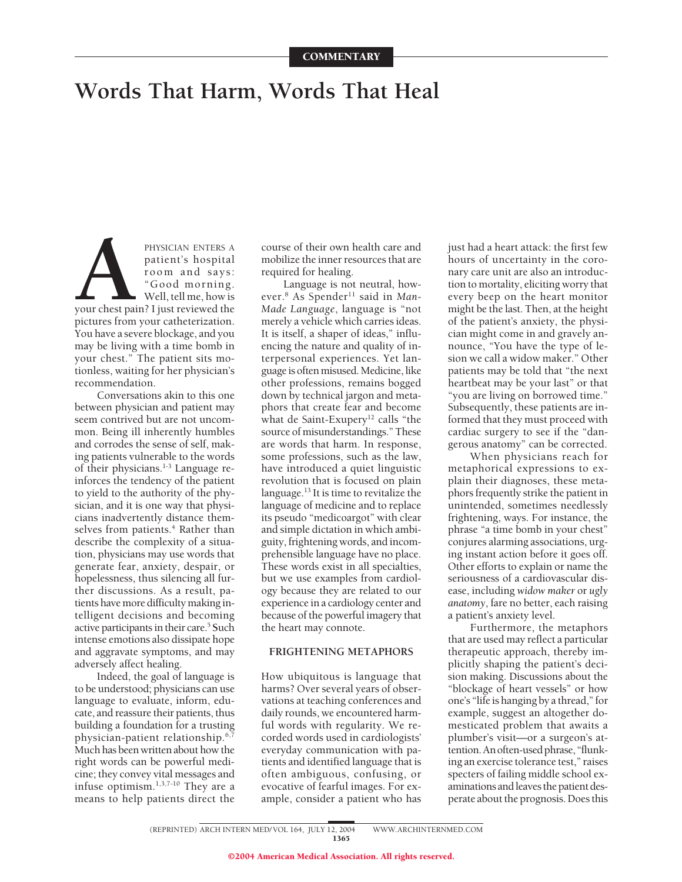COMMENTARY

# Words That Harm, Words That Heal

A PHYSICIAN ENTERS A patient's hospital room and says: "Good morning. Well, tell me, how is your chest pain? I just reviewed the pictures from your catheterization. You have a severe blockage, and you may be living with a time bomb in your chest." The patient sits motionless, waiting for her physician's recommendation.

Conversations akin to this one between physician and patient may seem contrived but are not uncommon. Being ill inherently humbles and corrodes the sense of self, making patients vulnerable to the words of their physicians.[1-3] Language reinforces the tendency of the patient to yield to the authority of the physician, and it is one way that physicians inadvertently distance themselves from patients.[4] Rather than describe the complexity of a situation, physicians may use words that generate fear, anxiety, despair, or hopelessness, thus silencing all further discussions. As a result, patients have more difficulty making intelligent decisions and becoming active participants in their care.[5] Such intense emotions also dissipate hope and aggravate symptoms, and may adversely affect healing.

Indeed, the goal of language is to be understood; physicians can use language to evaluate, inform, educate, and reassure their patients, thus building a foundation for a trusting physician-patient relationship.[6,7] Much has been written about how the right words can be powerful medicine; they convey vital messages and infuse optimism.[1,3,7-10] They are a means to help patients direct the course of their own health care and mobilize the inner resources that are required for healing.

Language is not neutral, however.[8] As Spender[11] said in *Man-Made Language*, language is "not merely a vehicle which carries ideas. It is itself, a shaper of ideas," influencing the nature and quality of interpersonal experiences. Yet language is often misused. Medicine, like other professions, remains bogged down by technical jargon and metaphors that create fear and become what de Saint-Exupery[12] calls "the source of misunderstandings." These are words that harm. In response, some professions, such as the law, have introduced a quiet linguistic revolution that is focused on plain language.[13] It is time to revitalize the language of medicine and to replace its pseudo "medicoargot" with clear and simple dictation in which ambiguity, frightening words, and incomprehensible language have no place. These words exist in all specialties, but we use examples from cardiology because they are related to our experience in a cardiology center and because of the powerful imagery that the heart may connote.

## FRIGHTENING METAPHORS

How ubiquitous is language that harms? Over several years of observations at teaching conferences and daily rounds, we encountered harmful words with regularity. We recorded words used in cardiologists' everyday communication with patients and identified language that is often ambiguous, confusing, or evocative of fearful images. For example, consider a patient who has just had a heart attack: the first few hours of uncertainty in the coronary care unit are also an introduction to mortality, eliciting worry that every beep on the heart monitor might be the last. Then, at the height of the patient's anxiety, the physician might come in and gravely announce, "You have the type of lesion we call a widow maker." Other patients may be told that "the next heartbeat may be your last" or that "you are living on borrowed time." Subsequently, these patients are informed that they must proceed with cardiac surgery to see if the "dangerous anatomy" can be corrected.

When physicians reach for metaphorical expressions to explain their diagnoses, these metaphors frequently strike the patient in unintended, sometimes needlessly frightening, ways. For instance, the phrase "a time bomb in your chest" conjures alarming associations, urging instant action before it goes off. Other efforts to explain or name the seriousness of a cardiovascular disease, including *widow maker* or *ugly anatomy*, fare no better, each raising a patient's anxiety level.

Furthermore, the metaphors that are used may reflect a particular therapeutic approach, thereby implicitly shaping the patient's decision making. Discussions about the "blockage of heart vessels" or how one's "life is hanging by a thread," for example, suggest an altogether domesticated problem that awaits a plumber's visit—or a surgeon's attention. An often-used phrase, "flunking an exercise tolerance test," raises specters of failing middle school examinations and leaves the patient desperate about the prognosis. Does this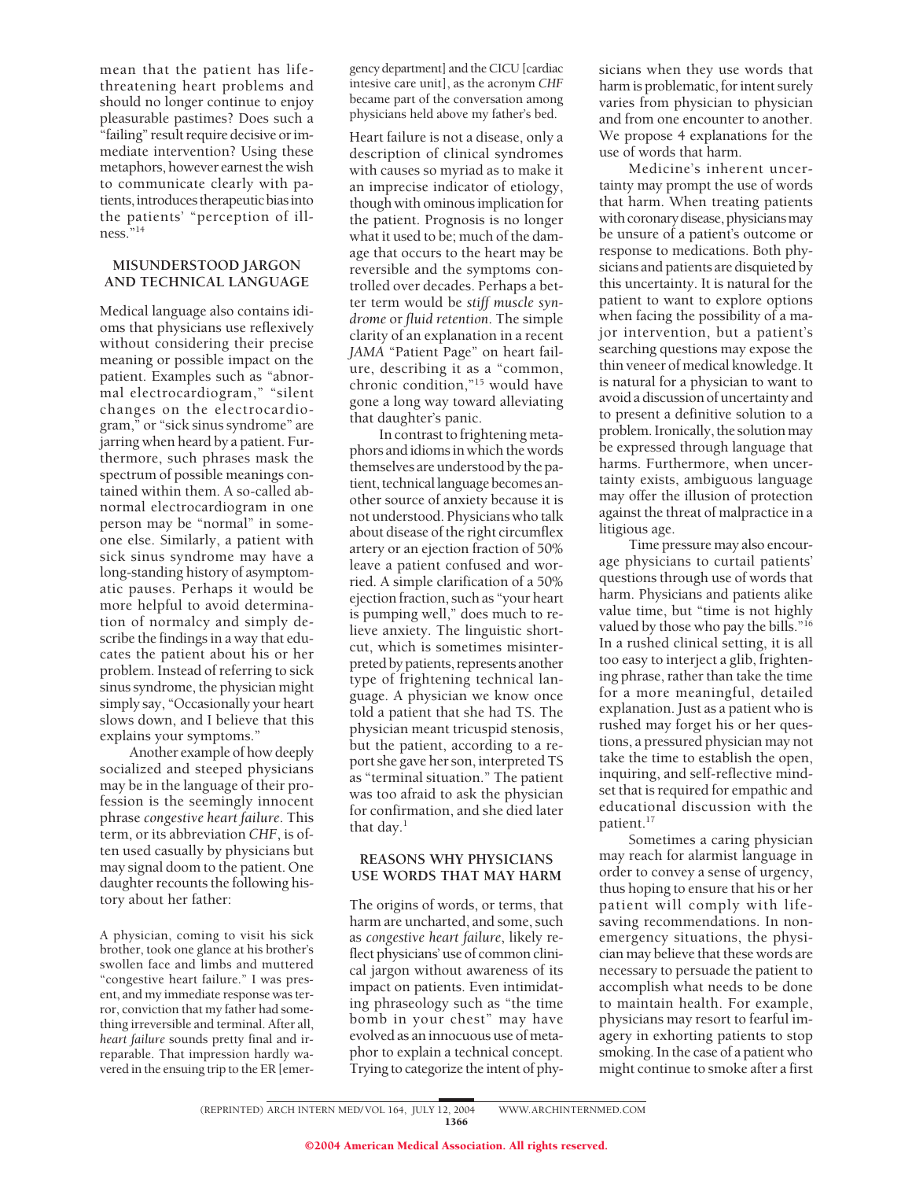mean that the patient has life-threatening heart problems and should no longer continue to enjoy pleasurable pastimes? Does such a "failing" result require decisive or immediate intervention? Using these metaphors, however earnest the wish to communicate clearly with patients, introduces therapeutic bias into the patients' "perception of illness."[14]

## MISUNDERSTOOD JARGON AND TECHNICAL LANGUAGE

Medical language also contains idioms that physicians use reflexively without considering their precise meaning or possible impact on the patient. Examples such as "abnormal electrocardiogram," "silent changes on the electrocardiogram," or "sick sinus syndrome" are jarring when heard by a patient. Furthermore, such phrases mask the spectrum of possible meanings contained within them. A so-called abnormal electrocardiogram in one person may be "normal" in someone else. Similarly, a patient with sick sinus syndrome may have a long-standing history of asymptomatic pauses. Perhaps it would be more helpful to avoid determination of normalcy and simply describe the findings in a way that educates the patient about his or her problem. Instead of referring to sick sinus syndrome, the physician might simply say, "Occasionally your heart slows down, and I believe that this explains your symptoms."

Another example of how deeply socialized and steeped physicians may be in the language of their profession is the seemingly innocent phrase *congestive heart failure*. This term, or its abbreviation *CHF*, is often used casually by physicians but may signal doom to the patient. One daughter recounts the following history about her father:

> A physician, coming to visit his sick brother, took one glance at his brother's swollen face and limbs and muttered "congestive heart failure." I was present, and my immediate response was terror, conviction that my father had something irreversible and terminal. After all, *heart failure* sounds pretty final and irreparable. That impression hardly wavered in the ensuing trip to the ER [emergency department] and the CICU [cardiac intesive care unit], as the acronym *CHF* became part of the conversation among physicians held above my father's bed.

Heart failure is not a disease, only a description of clinical syndromes with causes so myriad as to make it an imprecise indicator of etiology, though with ominous implication for the patient. Prognosis is no longer what it used to be; much of the damage that occurs to the heart may be reversible and the symptoms controlled over decades. Perhaps a better term would be *stiff muscle syndrome* or *fluid retention*. The simple clarity of an explanation in a recent *JAMA* "Patient Page" on heart failure, describing it as a "common, chronic condition,"[15] would have gone a long way toward alleviating that daughter's panic.

In contrast to frightening metaphors and idioms in which the words themselves are understood by the patient, technical language becomes another source of anxiety because it is not understood. Physicians who talk about disease of the right circumflex artery or an ejection fraction of 50% leave a patient confused and worried. A simple clarification of a 50% ejection fraction, such as "your heart is pumping well," does much to relieve anxiety. The linguistic shortcut, which is sometimes misinterpreted by patients, represents another type of frightening technical language. A physician we know once told a patient that she had TS. The physician meant tricuspid stenosis, but the patient, according to a report she gave her son, interpreted TS as "terminal situation." The patient was too afraid to ask the physician for confirmation, and she died later that day.[1]

## REASONS WHY PHYSICIANS USE WORDS THAT MAY HARM

The origins of words, or terms, that harm are uncharted, and some, such as *congestive heart failure*, likely reflect physicians' use of common clinical jargon without awareness of its impact on patients. Even intimidating phraseology such as "the time bomb in your chest" may have evolved as an innocuous use of metaphor to explain a technical concept. Trying to categorize the intent of physicians when they use words that harm is problematic, for intent surely varies from physician to physician and from one encounter to another. We propose 4 explanations for the use of words that harm.

Medicine's inherent uncertainty may prompt the use of words that harm. When treating patients with coronary disease, physicians may be unsure of a patient's outcome or response to medications. Both physicians and patients are disquieted by this uncertainty. It is natural for the patient to want to explore options when facing the possibility of a major intervention, but a patient's searching questions may expose the thin veneer of medical knowledge. It is natural for a physician to want to avoid a discussion of uncertainty and to present a definitive solution to a problem. Ironically, the solution may be expressed through language that harms. Furthermore, when uncertainty exists, ambiguous language may offer the illusion of protection against the threat of malpractice in a litigious age.

Time pressure may also encourage physicians to curtail patients' questions through use of words that harm. Physicians and patients alike value time, but "time is not highly valued by those who pay the bills."[16] In a rushed clinical setting, it is all too easy to interject a glib, frightening phrase, rather than take the time for a more meaningful, detailed explanation. Just as a patient who is rushed may forget his or her questions, a pressured physician may not take the time to establish the open, inquiring, and self-reflective mindset that is required for empathic and educational discussion with the patient.[17]

Sometimes a caring physician may reach for alarmist language in order to convey a sense of urgency, thus hoping to ensure that his or her patient will comply with life-saving recommendations. In non-emergency situations, the physician may believe that these words are necessary to persuade the patient to accomplish what needs to be done to maintain health. For example, physicians may resort to fearful imagery in exhorting patients to stop smoking. In the case of a patient who might continue to smoke after a first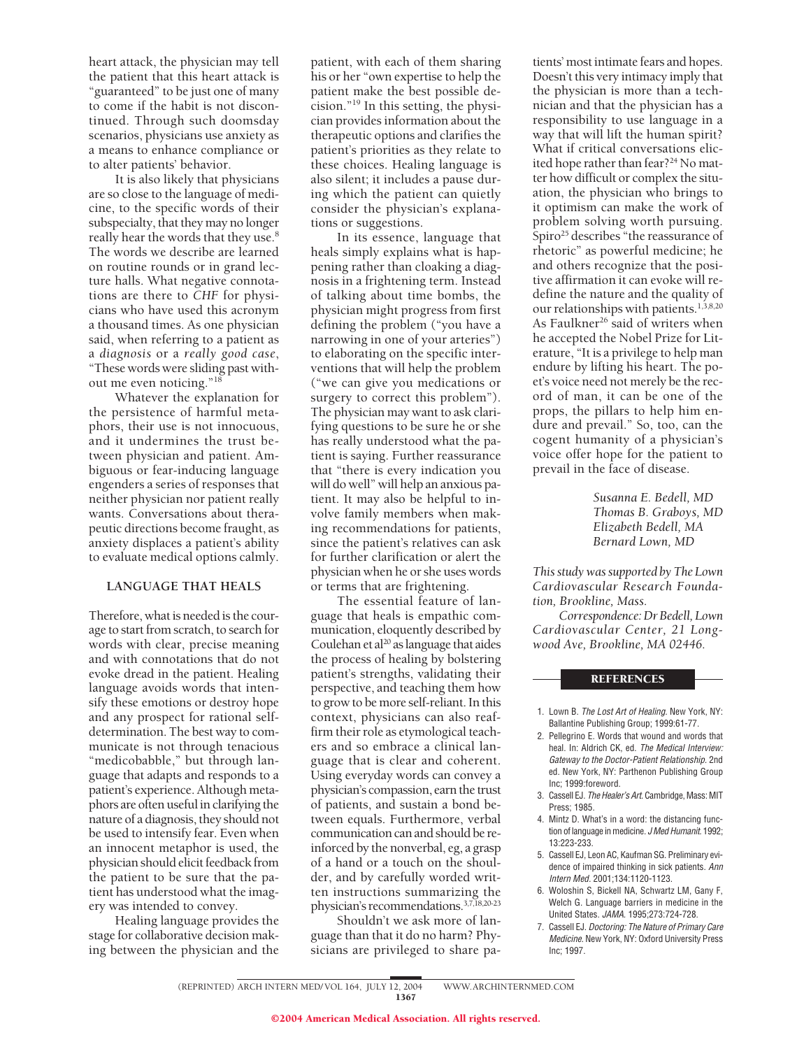heart attack, the physician may tell the patient that this heart attack is "guaranteed" to be just one of many to come if the habit is not discontinued. Through such doomsday scenarios, physicians use anxiety as a means to enhance compliance or to alter patients' behavior.

It is also likely that physicians are so close to the language of medicine, to the specific words of their subspecialty, that they may no longer really hear the words that they use.[8] The words we describe are learned on routine rounds or in grand lecture halls. What negative connotations are there to *CHF* for physicians who have used this acronym a thousand times. As one physician said, when referring to a patient as a *diagnosis* or a *really good case*, "These words were sliding past without me even noticing."[18]

Whatever the explanation for the persistence of harmful metaphors, their use is not innocuous, and it undermines the trust between physician and patient. Ambiguous or fear-inducing language engenders a series of responses that neither physician nor patient really wants. Conversations about therapeutic directions become fraught, as anxiety displaces a patient's ability to evaluate medical options calmly.

## LANGUAGE THAT HEALS

Therefore, what is needed is the courage to start from scratch, to search for words with clear, precise meaning and with connotations that do not evoke dread in the patient. Healing language avoids words that intensify these emotions or destroy hope and any prospect for rational self-determination. The best way to communicate is not through tenacious "medicobabble," but through language that adapts and responds to a patient's experience. Although metaphors are often useful in clarifying the nature of a diagnosis, they should not be used to intensify fear. Even when an innocent metaphor is used, the physician should elicit feedback from the patient to be sure that the patient has understood what the imagery was intended to convey.

Healing language provides the stage for collaborative decision making between the physician and the patient, with each of them sharing his or her "own expertise to help the patient make the best possible decision."[19] In this setting, the physician provides information about the therapeutic options and clarifies the patient's priorities as they relate to these choices. Healing language is also silent; it includes a pause during which the patient can quietly consider the physician's explanations or suggestions.

In its essence, language that heals simply explains what is happening rather than cloaking a diagnosis in a frightening term. Instead of talking about time bombs, the physician might progress from first defining the problem ("you have a narrowing in one of your arteries") to elaborating on the specific interventions that will help the problem ("we can give you medications or surgery to correct this problem"). The physician may want to ask clarifying questions to be sure he or she has really understood what the patient is saying. Further reassurance that "there is every indication you will do well" will help an anxious patient. It may also be helpful to involve family members when making recommendations for patients, since the patient's relatives can ask for further clarification or alert the physician when he or she uses words or terms that are frightening.

The essential feature of language that heals is empathic communication, eloquently described by Coulehan et al[20] as language that aides the process of healing by bolstering patient's strengths, validating their perspective, and teaching them how to grow to be more self-reliant. In this context, physicians can also reaffirm their role as etymological teachers and so embrace a clinical language that is clear and coherent. Using everyday words can convey a physician's compassion, earn the trust of patients, and sustain a bond between equals. Furthermore, verbal communication can and should be reinforced by the nonverbal, eg, a grasp of a hand or a touch on the shoulder, and by carefully worded written instructions summarizing the physician's recommendations.[3,7,18,20-23]

Shouldn't we ask more of language than that it do no harm? Physicians are privileged to share patients' most intimate fears and hopes. Doesn't this very intimacy imply that the physician is more than a technician and that the physician has a responsibility to use language in a way that will lift the human spirit? What if critical conversations elicited hope rather than fear?[24] No matter how difficult or complex the situation, the physician who brings to it optimism can make the work of problem solving worth pursuing. Spiro[25] describes "the reassurance of rhetoric" as powerful medicine; he and others recognize that the positive affirmation it can evoke will redefine the nature and the quality of our relationships with patients.[1,3,8,20] As Faulkner[26] said of writers when he accepted the Nobel Prize for Literature, "It is a privilege to help man endure by lifting his heart. The poet's voice need not merely be the record of man, it can be one of the props, the pillars to help him endure and prevail." So, too, can the cogent humanity of a physician's voice offer hope for the patient to prevail in the face of disease.

*Susanna E. Bedell, MD*
*Thomas B. Graboys, MD*
*Elizabeth Bedell, MA*
*Bernard Lown, MD*

*This study was supported by The Lown Cardiovascular Research Foundation, Brookline, Mass.*

*Correspondence: Dr Bedell, Lown Cardiovascular Center, 21 Longwood Ave, Brookline, MA 02446.*

## REFERENCES

1. Lown B. *The Lost Art of Healing.* New York, NY: Ballantine Publishing Group; 1999:61-77.
2. Pellegrino E. Words that wound and words that heal. In: Aldrich CK, ed. *The Medical Interview: Gateway to the Doctor-Patient Relationship.* 2nd ed. New York, NY: Parthenon Publishing Group Inc; 1999:foreword.
3. Cassell EJ. *The Healer's Art.* Cambridge, Mass: MIT Press; 1985.
4. Mintz D. What's in a word: the distancing function of language in medicine. *J Med Humanit.* 1992; 13:223-233.
5. Cassell EJ, Leon AC, Kaufman SG. Preliminary evidence of impaired thinking in sick patients. *Ann Intern Med.* 2001;134:1120-1123.
6. Woloshin S, Bickell NA, Schwartz LM, Gany F, Welch G. Language barriers in medicine in the United States. *JAMA.* 1995;273:724-728.
7. Cassell EJ. *Doctoring: The Nature of Primary Care Medicine.* New York, NY: Oxford University Press Inc; 1997.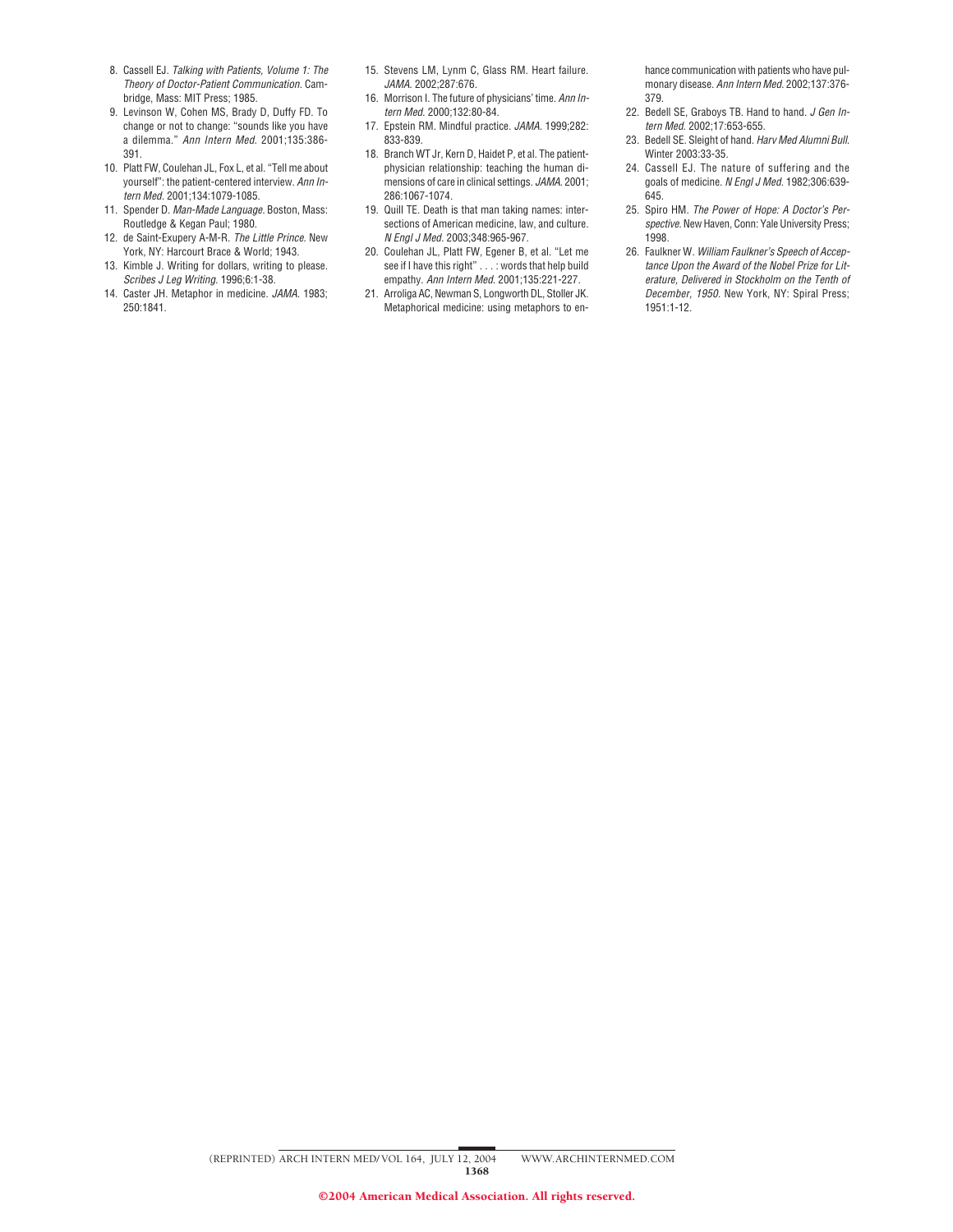8. Cassell EJ. *Talking with Patients, Volume 1: The Theory of Doctor-Patient Communication.* Cambridge, Mass: MIT Press; 1985.
9. Levinson W, Cohen MS, Brady D, Duffy FD. To change or not to change: "sounds like you have a dilemma." *Ann Intern Med.* 2001;135:386-391.
10. Platt FW, Coulehan JL, Fox L, et al. "Tell me about yourself": the patient-centered interview. *Ann Intern Med.* 2001;134:1079-1085.
11. Spender D. *Man-Made Language.* Boston, Mass: Routledge & Kegan Paul; 1980.
12. de Saint-Exupery A-M-R. *The Little Prince.* New York, NY: Harcourt Brace & World; 1943.
13. Kimble J. Writing for dollars, writing to please. *Scribes J Leg Writing.* 1996;6:1-38.
14. Caster JH. Metaphor in medicine. *JAMA.* 1983; 250:1841.
15. Stevens LM, Lynm C, Glass RM. Heart failure. *JAMA.* 2002;287:676.
16. Morrison I. The future of physicians' time. *Ann Intern Med.* 2000;132:80-84.
17. Epstein RM. Mindful practice. *JAMA.* 1999;282: 833-839.
18. Branch WT Jr, Kern D, Haidet P, et al. The patient-physician relationship: teaching the human dimensions of care in clinical settings. *JAMA.* 2001; 286:1067-1074.
19. Quill TE. Death is that man taking names: intersections of American medicine, law, and culture. *N Engl J Med.* 2003;348:965-967.
20. Coulehan JL, Platt FW, Egener B, et al. "Let me see if I have this right" . . . : words that help build empathy. *Ann Intern Med.* 2001;135:221-227.
21. Arroliga AC, Newman S, Longworth DL, Stoller JK. Metaphorical medicine: using metaphors to enhance communication with patients who have pulmonary disease. *Ann Intern Med.* 2002;137:376-379.
22. Bedell SE, Graboys TB. Hand to hand. *J Gen Intern Med.* 2002;17:653-655.
23. Bedell SE. Sleight of hand. *Harv Med Alumni Bull.* Winter 2003:33-35.
24. Cassell EJ. The nature of suffering and the goals of medicine. *N Engl J Med.* 1982;306:639-645.
25. Spiro HM. *The Power of Hope: A Doctor's Perspective.* New Haven, Conn: Yale University Press; 1998.
26. Faulkner W. *William Faulkner's Speech of Acceptance Upon the Award of the Nobel Prize for Literature, Delivered in Stockholm on the Tenth of December, 1950.* New York, NY: Spiral Press; 1951:1-12.